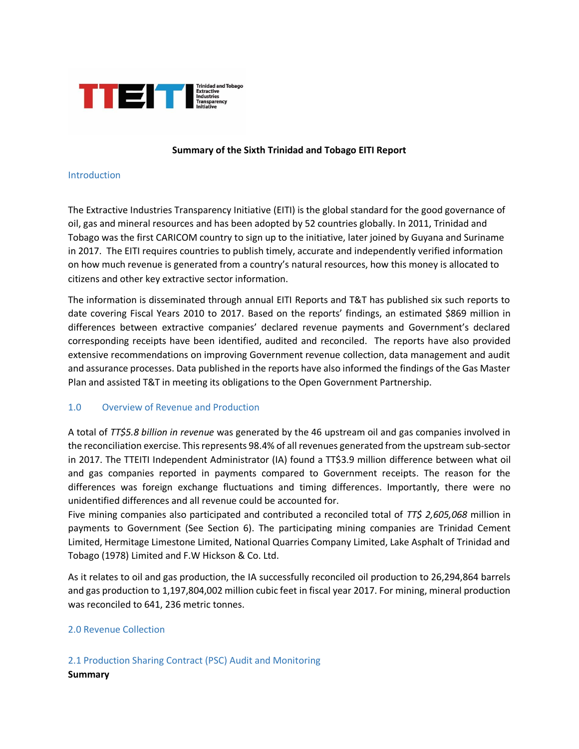TTEITI Trinidad and Tobago Extractive Industries Transparency Initiative

**Summary of the Sixth Trinidad and Tobago EITI Report**

## Introduction

The Extractive Industries Transparency Initiative (EITI) is the global standard for the good governance of oil, gas and mineral resources and has been adopted by 52 countries globally. In 2011, Trinidad and Tobago was the first CARICOM country to sign up to the initiative, later joined by Guyana and Suriname in 2017. The EITI requires countries to publish timely, accurate and independently verified information on how much revenue is generated from a country's natural resources, how this money is allocated to citizens and other key extractive sector information.

The information is disseminated through annual EITI Reports and T&T has published six such reports to date covering Fiscal Years 2010 to 2017. Based on the reports' findings, an estimated $869 million in differences between extractive companies' declared revenue payments and Government's declared corresponding receipts have been identified, audited and reconciled. The reports have also provided extensive recommendations on improving Government revenue collection, data management and audit and assurance processes. Data published in the reports have also informed the findings of the Gas Master Plan and assisted T&T in meeting its obligations to the Open Government Partnership.

## 1.0 Overview of Revenue and Production

A total of *TT$5.8 billion in revenue* was generated by the 46 upstream oil and gas companies involved in the reconciliation exercise. This represents 98.4% of all revenues generated from the upstream sub-sector in 2017. The TTEITI Independent Administrator (IA) found a TT$3.9 million difference between what oil and gas companies reported in payments compared to Government receipts. The reason for the differences was foreign exchange fluctuations and timing differences. Importantly, there were no unidentified differences and all revenue could be accounted for.

Five mining companies also participated and contributed a reconciled total of *TT$ 2,605,068* million in payments to Government (See Section 6). The participating mining companies are Trinidad Cement Limited, Hermitage Limestone Limited, National Quarries Company Limited, Lake Asphalt of Trinidad and Tobago (1978) Limited and F.W Hickson & Co. Ltd.

As it relates to oil and gas production, the IA successfully reconciled oil production to 26,294,864 barrels and gas production to 1,197,804,002 million cubic feet in fiscal year 2017. For mining, mineral production was reconciled to 641, 236 metric tonnes.

## 2.0 Revenue Collection

### 2.1 Production Sharing Contract (PSC) Audit and Monitoring

**Summary**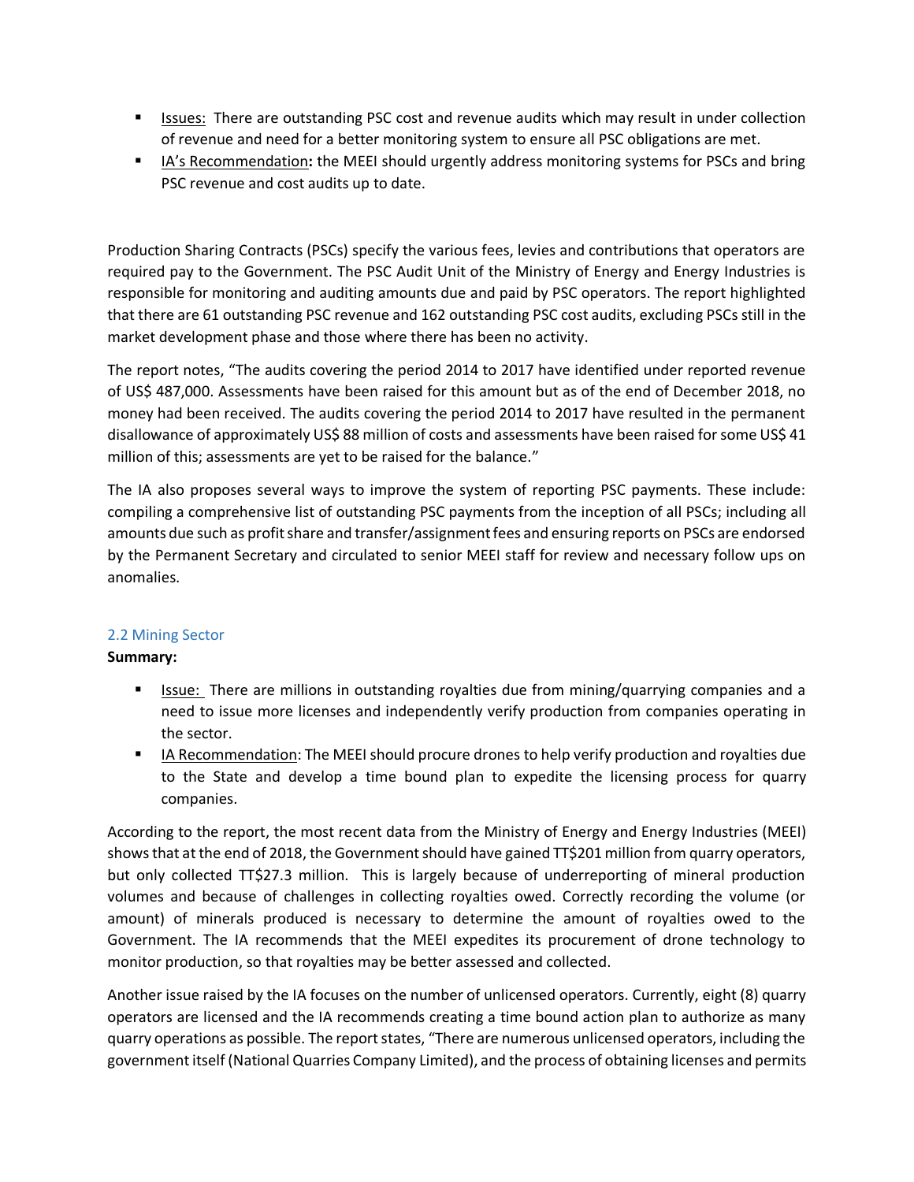- Issues: There are outstanding PSC cost and revenue audits which may result in under collection of revenue and need for a better monitoring system to ensure all PSC obligations are met.
- IA's Recommendation**:** the MEEI should urgently address monitoring systems for PSCs and bring PSC revenue and cost audits up to date.

Production Sharing Contracts (PSCs) specify the various fees, levies and contributions that operators are required pay to the Government. The PSC Audit Unit of the Ministry of Energy and Energy Industries is responsible for monitoring and auditing amounts due and paid by PSC operators. The report highlighted that there are 61 outstanding PSC revenue and 162 outstanding PSC cost audits, excluding PSCs still in the market development phase and those where there has been no activity.

The report notes, "The audits covering the period 2014 to 2017 have identified under reported revenue of US$ 487,000. Assessments have been raised for this amount but as of the end of December 2018, no money had been received. The audits covering the period 2014 to 2017 have resulted in the permanent disallowance of approximately US$ 88 million of costs and assessments have been raised for some US$ 41 million of this; assessments are yet to be raised for the balance."

The IA also proposes several ways to improve the system of reporting PSC payments. These include: compiling a comprehensive list of outstanding PSC payments from the inception of all PSCs; including all amounts due such as profit share and transfer/assignment fees and ensuring reports on PSCs are endorsed by the Permanent Secretary and circulated to senior MEEI staff for review and necessary follow ups on anomalies.

### 2.2 Mining Sector

**Summary:**

- Issue: There are millions in outstanding royalties due from mining/quarrying companies and a need to issue more licenses and independently verify production from companies operating in the sector.
- IA Recommendation: The MEEI should procure drones to help verify production and royalties due to the State and develop a time bound plan to expedite the licensing process for quarry companies.

According to the report, the most recent data from the Ministry of Energy and Energy Industries (MEEI) shows that at the end of 2018, the Government should have gained TT$201 million from quarry operators, but only collected TT$27.3 million. This is largely because of underreporting of mineral production volumes and because of challenges in collecting royalties owed. Correctly recording the volume (or amount) of minerals produced is necessary to determine the amount of royalties owed to the Government. The IA recommends that the MEEI expedites its procurement of drone technology to monitor production, so that royalties may be better assessed and collected.

Another issue raised by the IA focuses on the number of unlicensed operators. Currently, eight (8) quarry operators are licensed and the IA recommends creating a time bound action plan to authorize as many quarry operations as possible. The report states, "There are numerous unlicensed operators, including the government itself (National Quarries Company Limited), and the process of obtaining licenses and permits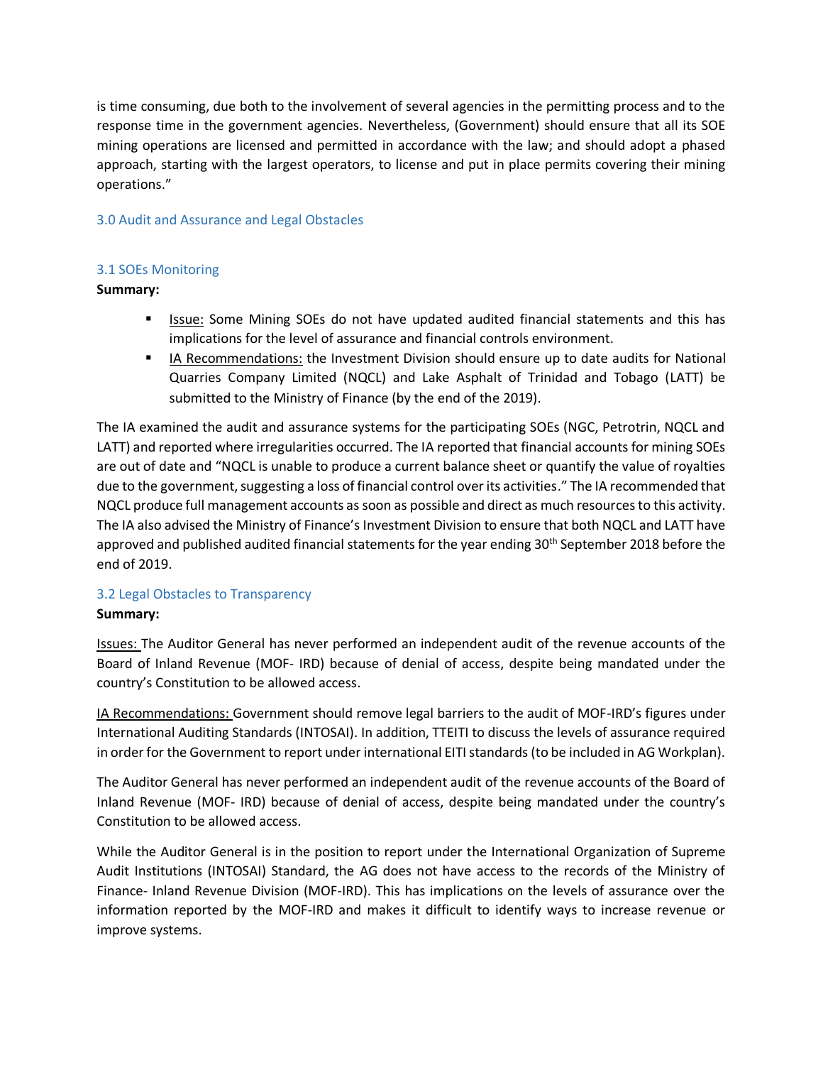is time consuming, due both to the involvement of several agencies in the permitting process and to the response time in the government agencies. Nevertheless, (Government) should ensure that all its SOE mining operations are licensed and permitted in accordance with the law; and should adopt a phased approach, starting with the largest operators, to license and put in place permits covering their mining operations."

## 3.0 Audit and Assurance and Legal Obstacles

### 3.1 SOEs Monitoring

**Summary:**

- Issue: Some Mining SOEs do not have updated audited financial statements and this has implications for the level of assurance and financial controls environment.
- IA Recommendations: the Investment Division should ensure up to date audits for National Quarries Company Limited (NQCL) and Lake Asphalt of Trinidad and Tobago (LATT) be submitted to the Ministry of Finance (by the end of the 2019).

The IA examined the audit and assurance systems for the participating SOEs (NGC, Petrotrin, NQCL and LATT) and reported where irregularities occurred. The IA reported that financial accounts for mining SOEs are out of date and "NQCL is unable to produce a current balance sheet or quantify the value of royalties due to the government, suggesting a loss of financial control over its activities." The IA recommended that NQCL produce full management accounts as soon as possible and direct as much resources to this activity. The IA also advised the Ministry of Finance's Investment Division to ensure that both NQCL and LATT have approved and published audited financial statements for the year ending 30th September 2018 before the end of 2019.

### 3.2 Legal Obstacles to Transparency

**Summary:**

Issues: The Auditor General has never performed an independent audit of the revenue accounts of the Board of Inland Revenue (MOF- IRD) because of denial of access, despite being mandated under the country's Constitution to be allowed access.

IA Recommendations: Government should remove legal barriers to the audit of MOF-IRD's figures under International Auditing Standards (INTOSAI). In addition, TTEITI to discuss the levels of assurance required in order for the Government to report under international EITI standards (to be included in AG Workplan).

The Auditor General has never performed an independent audit of the revenue accounts of the Board of Inland Revenue (MOF- IRD) because of denial of access, despite being mandated under the country's Constitution to be allowed access.

While the Auditor General is in the position to report under the International Organization of Supreme Audit Institutions (INTOSAI) Standard, the AG does not have access to the records of the Ministry of Finance- Inland Revenue Division (MOF-IRD). This has implications on the levels of assurance over the information reported by the MOF-IRD and makes it difficult to identify ways to increase revenue or improve systems.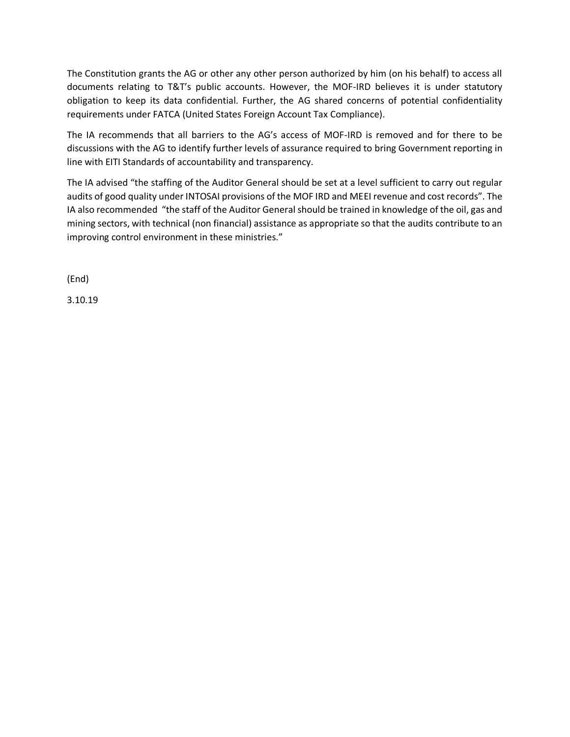The Constitution grants the AG or other any other person authorized by him (on his behalf) to access all documents relating to T&T's public accounts. However, the MOF-IRD believes it is under statutory obligation to keep its data confidential. Further, the AG shared concerns of potential confidentiality requirements under FATCA (United States Foreign Account Tax Compliance).

The IA recommends that all barriers to the AG's access of MOF-IRD is removed and for there to be discussions with the AG to identify further levels of assurance required to bring Government reporting in line with EITI Standards of accountability and transparency.

The IA advised "the staffing of the Auditor General should be set at a level sufficient to carry out regular audits of good quality under INTOSAI provisions of the MOF IRD and MEEI revenue and cost records". The IA also recommended "the staff of the Auditor General should be trained in knowledge of the oil, gas and mining sectors, with technical (non financial) assistance as appropriate so that the audits contribute to an improving control environment in these ministries."

(End)

3.10.19